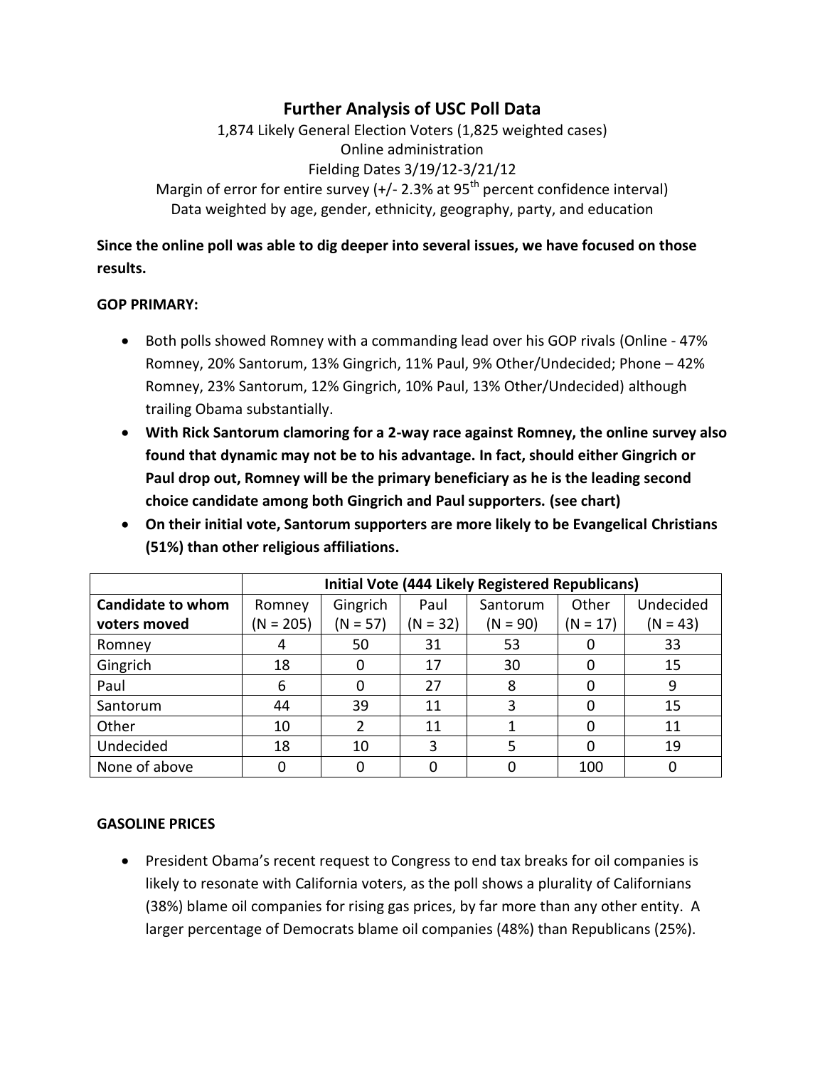# Further Analysis of USC Poll Data

1,874 Likely General Election Voters (1,825 weighted cases)
Online administration
Fielding Dates 3/19/12-3/21/12
Margin of error for entire survey (+/- 2.3% at 95th percent confidence interval)
Data weighted by age, gender, ethnicity, geography, party, and education

**Since the online poll was able to dig deeper into several issues, we have focused on those results.**

**GOP PRIMARY:**

- Both polls showed Romney with a commanding lead over his GOP rivals (Online - 47% Romney, 20% Santorum, 13% Gingrich, 11% Paul, 9% Other/Undecided; Phone – 42% Romney, 23% Santorum, 12% Gingrich, 10% Paul, 13% Other/Undecided) although trailing Obama substantially.
- **With Rick Santorum clamoring for a 2-way race against Romney, the online survey also found that dynamic may not be to his advantage. In fact, should either Gingrich or Paul drop out, Romney will be the primary beneficiary as he is the leading second choice candidate among both Gingrich and Paul supporters. (see chart)**
- **On their initial vote, Santorum supporters are more likely to be Evangelical Christians (51%) than other religious affiliations.**

| | Initial Vote (444 Likely Registered Republicans) | | | | | |
|---|---|---|---|---|---|---|
| **Candidate to whom voters moved** | Romney (N = 205) | Gingrich (N = 57) | Paul (N = 32) | Santorum (N = 90) | Other (N = 17) | Undecided (N = 43) |
| Romney | 4 | 50 | 31 | 53 | 0 | 33 |
| Gingrich | 18 | 0 | 17 | 30 | 0 | 15 |
| Paul | 6 | 0 | 27 | 8 | 0 | 9 |
| Santorum | 44 | 39 | 11 | 3 | 0 | 15 |
| Other | 10 | 2 | 11 | 1 | 0 | 11 |
| Undecided | 18 | 10 | 3 | 5 | 0 | 19 |
| None of above | 0 | 0 | 0 | 0 | 100 | 0 |

**GASOLINE PRICES**

- President Obama's recent request to Congress to end tax breaks for oil companies is likely to resonate with California voters, as the poll shows a plurality of Californians (38%) blame oil companies for rising gas prices, by far more than any other entity. A larger percentage of Democrats blame oil companies (48%) than Republicans (25%).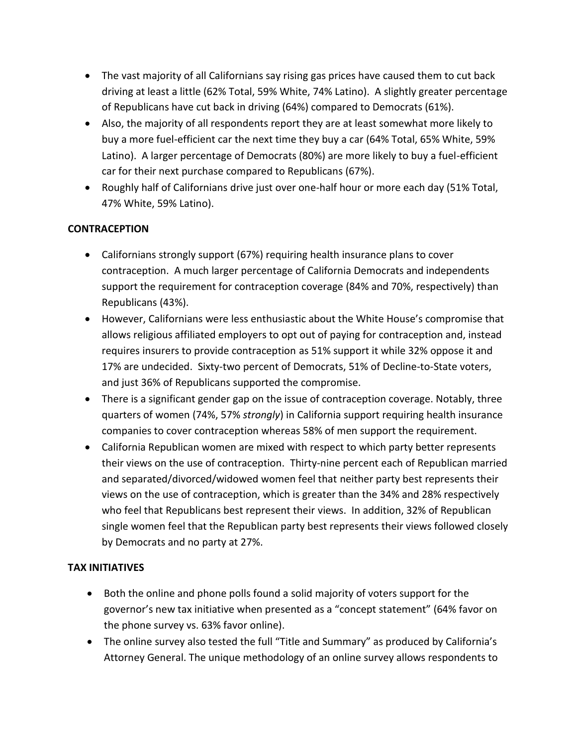- The vast majority of all Californians say rising gas prices have caused them to cut back driving at least a little (62% Total, 59% White, 74% Latino). A slightly greater percentage of Republicans have cut back in driving (64%) compared to Democrats (61%).
- Also, the majority of all respondents report they are at least somewhat more likely to buy a more fuel-efficient car the next time they buy a car (64% Total, 65% White, 59% Latino). A larger percentage of Democrats (80%) are more likely to buy a fuel-efficient car for their next purchase compared to Republicans (67%).
- Roughly half of Californians drive just over one-half hour or more each day (51% Total, 47% White, 59% Latino).

**CONTRACEPTION**

- Californians strongly support (67%) requiring health insurance plans to cover contraception. A much larger percentage of California Democrats and independents support the requirement for contraception coverage (84% and 70%, respectively) than Republicans (43%).
- However, Californians were less enthusiastic about the White House's compromise that allows religious affiliated employers to opt out of paying for contraception and, instead requires insurers to provide contraception as 51% support it while 32% oppose it and 17% are undecided. Sixty-two percent of Democrats, 51% of Decline-to-State voters, and just 36% of Republicans supported the compromise.
- There is a significant gender gap on the issue of contraception coverage. Notably, three quarters of women (74%, 57% *strongly*) in California support requiring health insurance companies to cover contraception whereas 58% of men support the requirement.
- California Republican women are mixed with respect to which party better represents their views on the use of contraception. Thirty-nine percent each of Republican married and separated/divorced/widowed women feel that neither party best represents their views on the use of contraception, which is greater than the 34% and 28% respectively who feel that Republicans best represent their views. In addition, 32% of Republican single women feel that the Republican party best represents their views followed closely by Democrats and no party at 27%.

**TAX INITIATIVES**

- Both the online and phone polls found a solid majority of voters support for the governor's new tax initiative when presented as a "concept statement" (64% favor on the phone survey vs. 63% favor online).
- The online survey also tested the full "Title and Summary" as produced by California's Attorney General. The unique methodology of an online survey allows respondents to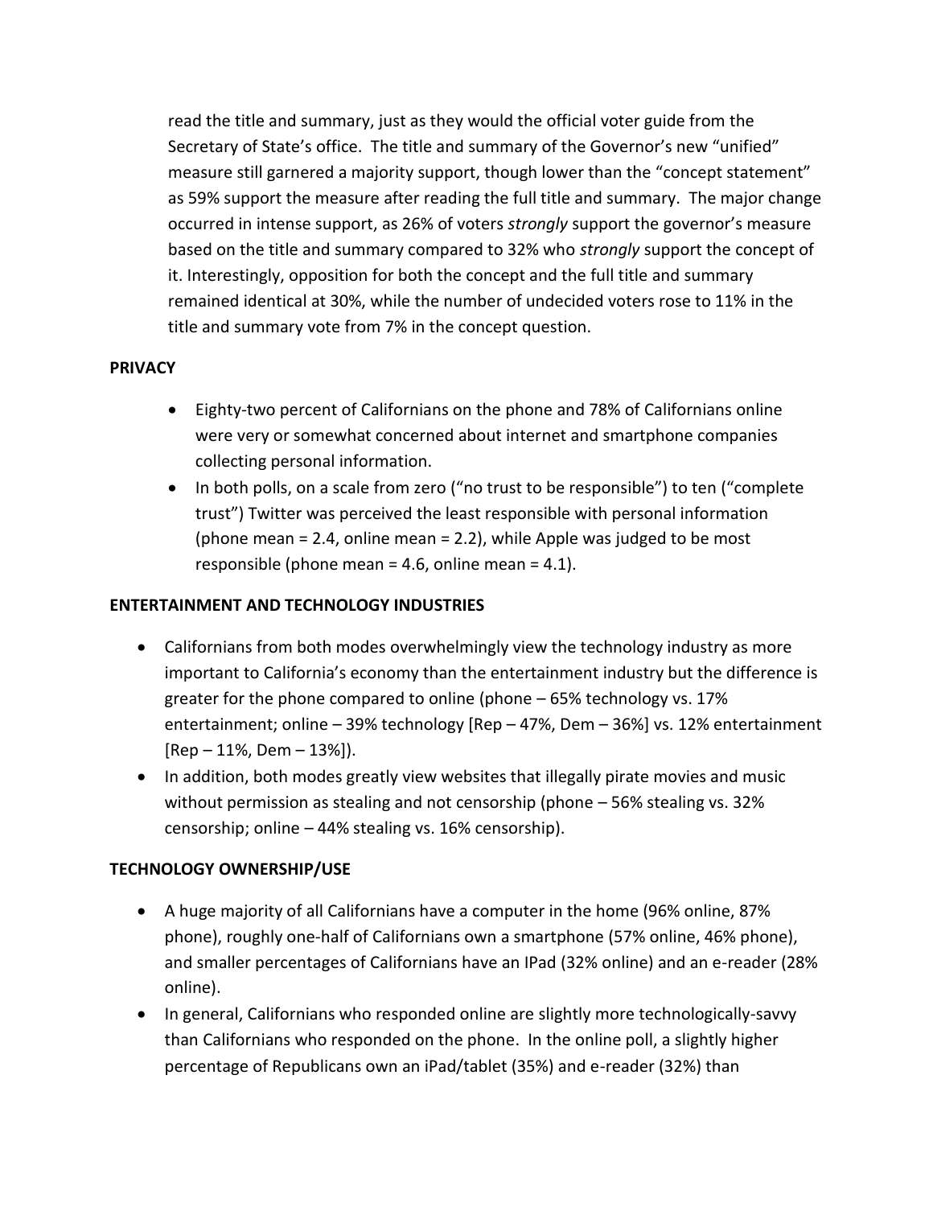read the title and summary, just as they would the official voter guide from the Secretary of State's office. The title and summary of the Governor's new "unified" measure still garnered a majority support, though lower than the "concept statement" as 59% support the measure after reading the full title and summary. The major change occurred in intense support, as 26% of voters *strongly* support the governor's measure based on the title and summary compared to 32% who *strongly* support the concept of it. Interestingly, opposition for both the concept and the full title and summary remained identical at 30%, while the number of undecided voters rose to 11% in the title and summary vote from 7% in the concept question.

**PRIVACY**

- Eighty-two percent of Californians on the phone and 78% of Californians online were very or somewhat concerned about internet and smartphone companies collecting personal information.
- In both polls, on a scale from zero ("no trust to be responsible") to ten ("complete trust") Twitter was perceived the least responsible with personal information (phone mean = 2.4, online mean = 2.2), while Apple was judged to be most responsible (phone mean = 4.6, online mean = 4.1).

**ENTERTAINMENT AND TECHNOLOGY INDUSTRIES**

- Californians from both modes overwhelmingly view the technology industry as more important to California's economy than the entertainment industry but the difference is greater for the phone compared to online (phone – 65% technology vs. 17% entertainment; online – 39% technology [Rep – 47%, Dem – 36%] vs. 12% entertainment [Rep – 11%, Dem – 13%]).
- In addition, both modes greatly view websites that illegally pirate movies and music without permission as stealing and not censorship (phone – 56% stealing vs. 32% censorship; online – 44% stealing vs. 16% censorship).

**TECHNOLOGY OWNERSHIP/USE**

- A huge majority of all Californians have a computer in the home (96% online, 87% phone), roughly one-half of Californians own a smartphone (57% online, 46% phone), and smaller percentages of Californians have an IPad (32% online) and an e-reader (28% online).
- In general, Californians who responded online are slightly more technologically-savvy than Californians who responded on the phone. In the online poll, a slightly higher percentage of Republicans own an iPad/tablet (35%) and e-reader (32%) than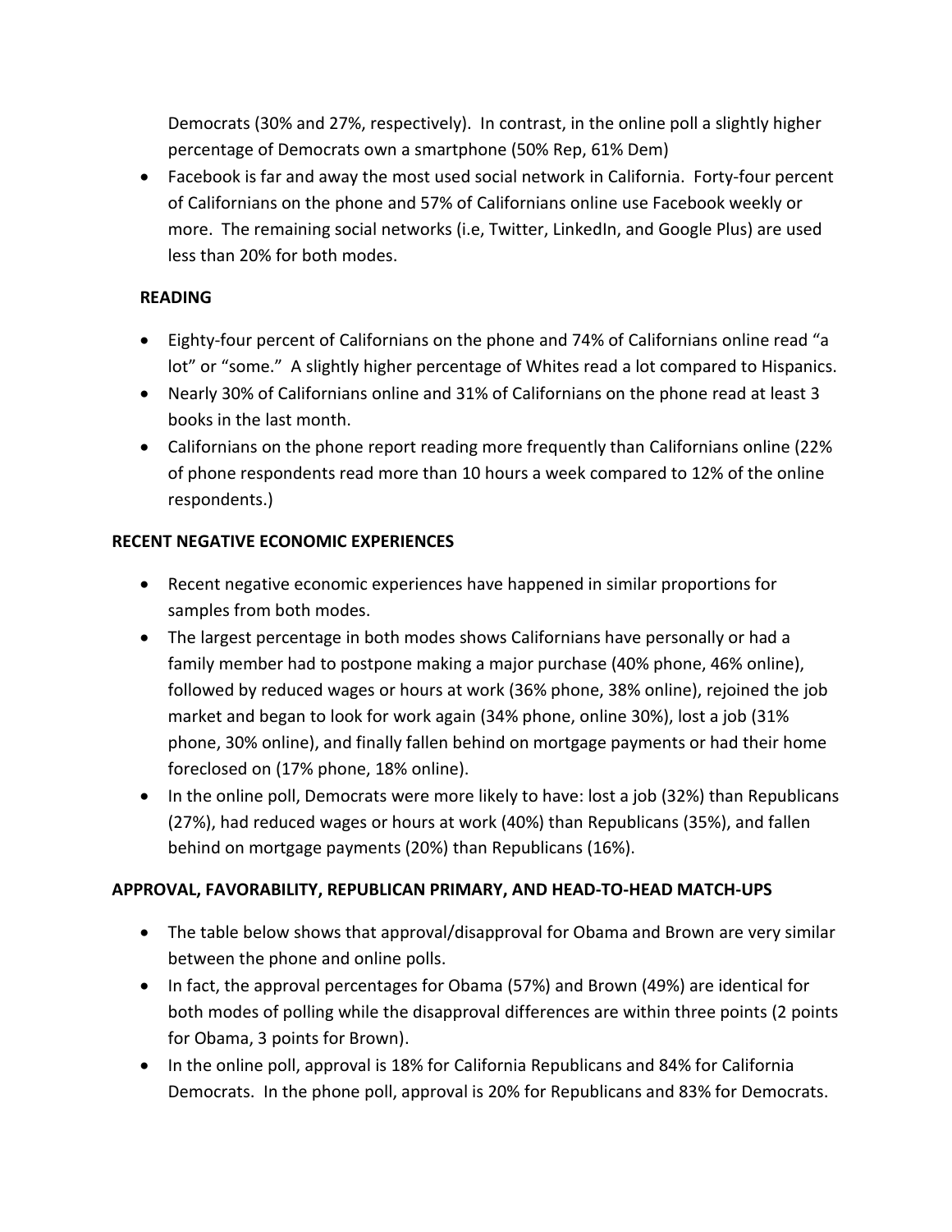Democrats (30% and 27%, respectively). In contrast, in the online poll a slightly higher percentage of Democrats own a smartphone (50% Rep, 61% Dem)

- Facebook is far and away the most used social network in California. Forty-four percent of Californians on the phone and 57% of Californians online use Facebook weekly or more. The remaining social networks (i.e, Twitter, LinkedIn, and Google Plus) are used less than 20% for both modes.

**READING**

- Eighty-four percent of Californians on the phone and 74% of Californians online read "a lot" or "some." A slightly higher percentage of Whites read a lot compared to Hispanics.
- Nearly 30% of Californians online and 31% of Californians on the phone read at least 3 books in the last month.
- Californians on the phone report reading more frequently than Californians online (22% of phone respondents read more than 10 hours a week compared to 12% of the online respondents.)

**RECENT NEGATIVE ECONOMIC EXPERIENCES**

- Recent negative economic experiences have happened in similar proportions for samples from both modes.
- The largest percentage in both modes shows Californians have personally or had a family member had to postpone making a major purchase (40% phone, 46% online), followed by reduced wages or hours at work (36% phone, 38% online), rejoined the job market and began to look for work again (34% phone, online 30%), lost a job (31% phone, 30% online), and finally fallen behind on mortgage payments or had their home foreclosed on (17% phone, 18% online).
- In the online poll, Democrats were more likely to have: lost a job (32%) than Republicans (27%), had reduced wages or hours at work (40%) than Republicans (35%), and fallen behind on mortgage payments (20%) than Republicans (16%).

**APPROVAL, FAVORABILITY, REPUBLICAN PRIMARY, AND HEAD-TO-HEAD MATCH-UPS**

- The table below shows that approval/disapproval for Obama and Brown are very similar between the phone and online polls.
- In fact, the approval percentages for Obama (57%) and Brown (49%) are identical for both modes of polling while the disapproval differences are within three points (2 points for Obama, 3 points for Brown).
- In the online poll, approval is 18% for California Republicans and 84% for California Democrats. In the phone poll, approval is 20% for Republicans and 83% for Democrats.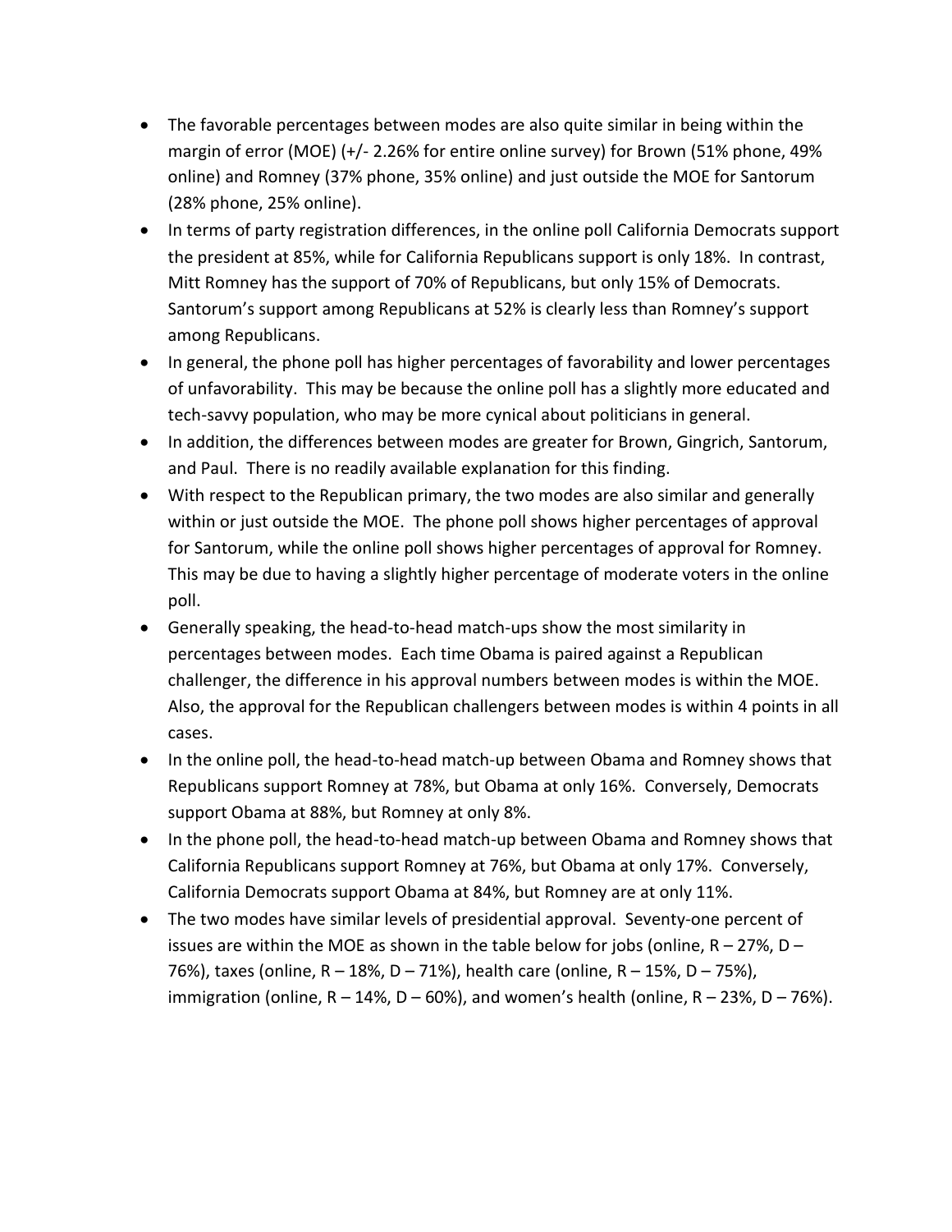- The favorable percentages between modes are also quite similar in being within the margin of error (MOE) (+/- 2.26% for entire online survey) for Brown (51% phone, 49% online) and Romney (37% phone, 35% online) and just outside the MOE for Santorum (28% phone, 25% online).
- In terms of party registration differences, in the online poll California Democrats support the president at 85%, while for California Republicans support is only 18%. In contrast, Mitt Romney has the support of 70% of Republicans, but only 15% of Democrats. Santorum's support among Republicans at 52% is clearly less than Romney's support among Republicans.
- In general, the phone poll has higher percentages of favorability and lower percentages of unfavorability. This may be because the online poll has a slightly more educated and tech-savvy population, who may be more cynical about politicians in general.
- In addition, the differences between modes are greater for Brown, Gingrich, Santorum, and Paul. There is no readily available explanation for this finding.
- With respect to the Republican primary, the two modes are also similar and generally within or just outside the MOE. The phone poll shows higher percentages of approval for Santorum, while the online poll shows higher percentages of approval for Romney. This may be due to having a slightly higher percentage of moderate voters in the online poll.
- Generally speaking, the head-to-head match-ups show the most similarity in percentages between modes. Each time Obama is paired against a Republican challenger, the difference in his approval numbers between modes is within the MOE. Also, the approval for the Republican challengers between modes is within 4 points in all cases.
- In the online poll, the head-to-head match-up between Obama and Romney shows that Republicans support Romney at 78%, but Obama at only 16%. Conversely, Democrats support Obama at 88%, but Romney at only 8%.
- In the phone poll, the head-to-head match-up between Obama and Romney shows that California Republicans support Romney at 76%, but Obama at only 17%. Conversely, California Democrats support Obama at 84%, but Romney are at only 11%.
- The two modes have similar levels of presidential approval. Seventy-one percent of issues are within the MOE as shown in the table below for jobs (online, R – 27%, D – 76%), taxes (online, R – 18%, D – 71%), health care (online, R – 15%, D – 75%), immigration (online, R – 14%, D – 60%), and women's health (online, R – 23%, D – 76%).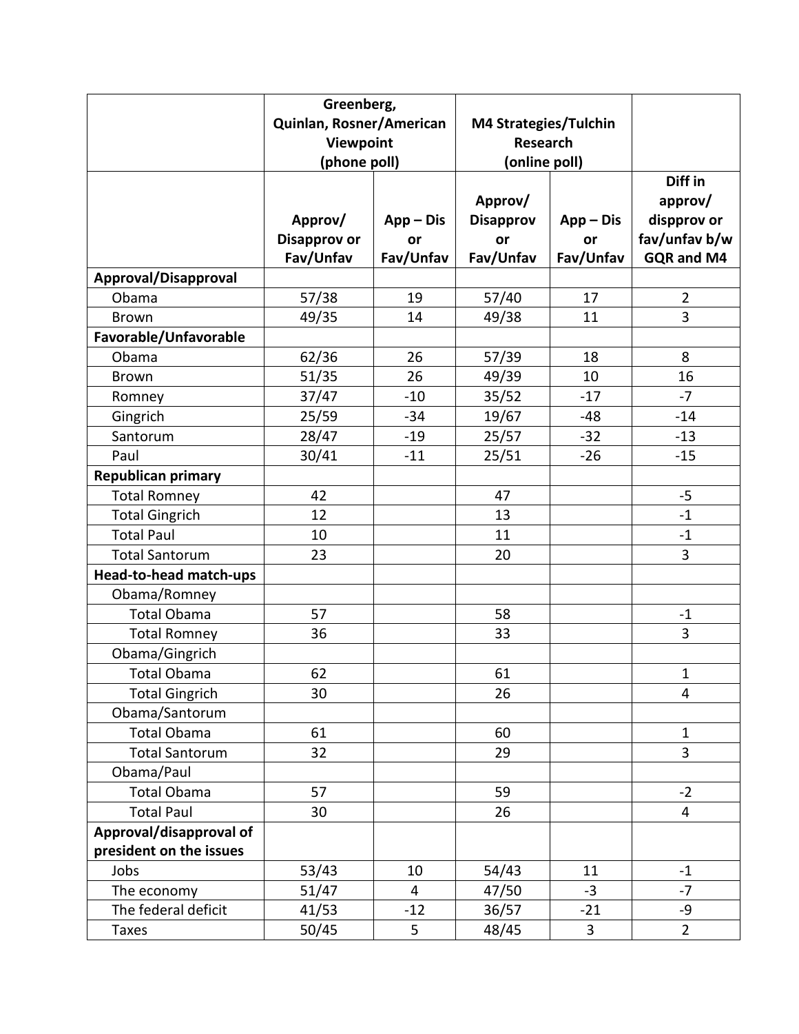| | Greenberg, Quinlan, Rosner/American Viewpoint (phone poll) | | M4 Strategies/Tulchin Research (online poll) | | |
|---|---|---|---|---|---|
| | Approv/ Disapprov or Fav/Unfav | App – Dis or Fav/Unfav | Approv/ Disapprov or Fav/Unfav | App – Dis or Fav/Unfav | Diff in approv/ dispprov or fav/unfav b/w GQR and M4 |
| **Approval/Disapproval** | | | | | |
| Obama | 57/38 | 19 | 57/40 | 17 | 2 |
| Brown | 49/35 | 14 | 49/38 | 11 | 3 |
| **Favorable/Unfavorable** | | | | | |
| Obama | 62/36 | 26 | 57/39 | 18 | 8 |
| Brown | 51/35 | 26 | 49/39 | 10 | 16 |
| Romney | 37/47 | -10 | 35/52 | -17 | -7 |
| Gingrich | 25/59 | -34 | 19/67 | -48 | -14 |
| Santorum | 28/47 | -19 | 25/57 | -32 | -13 |
| Paul | 30/41 | -11 | 25/51 | -26 | -15 |
| **Republican primary** | | | | | |
| Total Romney | 42 | | 47 | | -5 |
| Total Gingrich | 12 | | 13 | | -1 |
| Total Paul | 10 | | 11 | | -1 |
| Total Santorum | 23 | | 20 | | 3 |
| **Head-to-head match-ups** | | | | | |
| Obama/Romney | | | | | |
| Total Obama | 57 | | 58 | | -1 |
| Total Romney | 36 | | 33 | | 3 |
| Obama/Gingrich | | | | | |
| Total Obama | 62 | | 61 | | 1 |
| Total Gingrich | 30 | | 26 | | 4 |
| Obama/Santorum | | | | | |
| Total Obama | 61 | | 60 | | 1 |
| Total Santorum | 32 | | 29 | | 3 |
| Obama/Paul | | | | | |
| Total Obama | 57 | | 59 | | -2 |
| Total Paul | 30 | | 26 | | 4 |
| **Approval/disapproval of president on the issues** | | | | | |
| Jobs | 53/43 | 10 | 54/43 | 11 | -1 |
| The economy | 51/47 | 4 | 47/50 | -3 | -7 |
| The federal deficit | 41/53 | -12 | 36/57 | -21 | -9 |
| Taxes | 50/45 | 5 | 48/45 | 3 | 2 |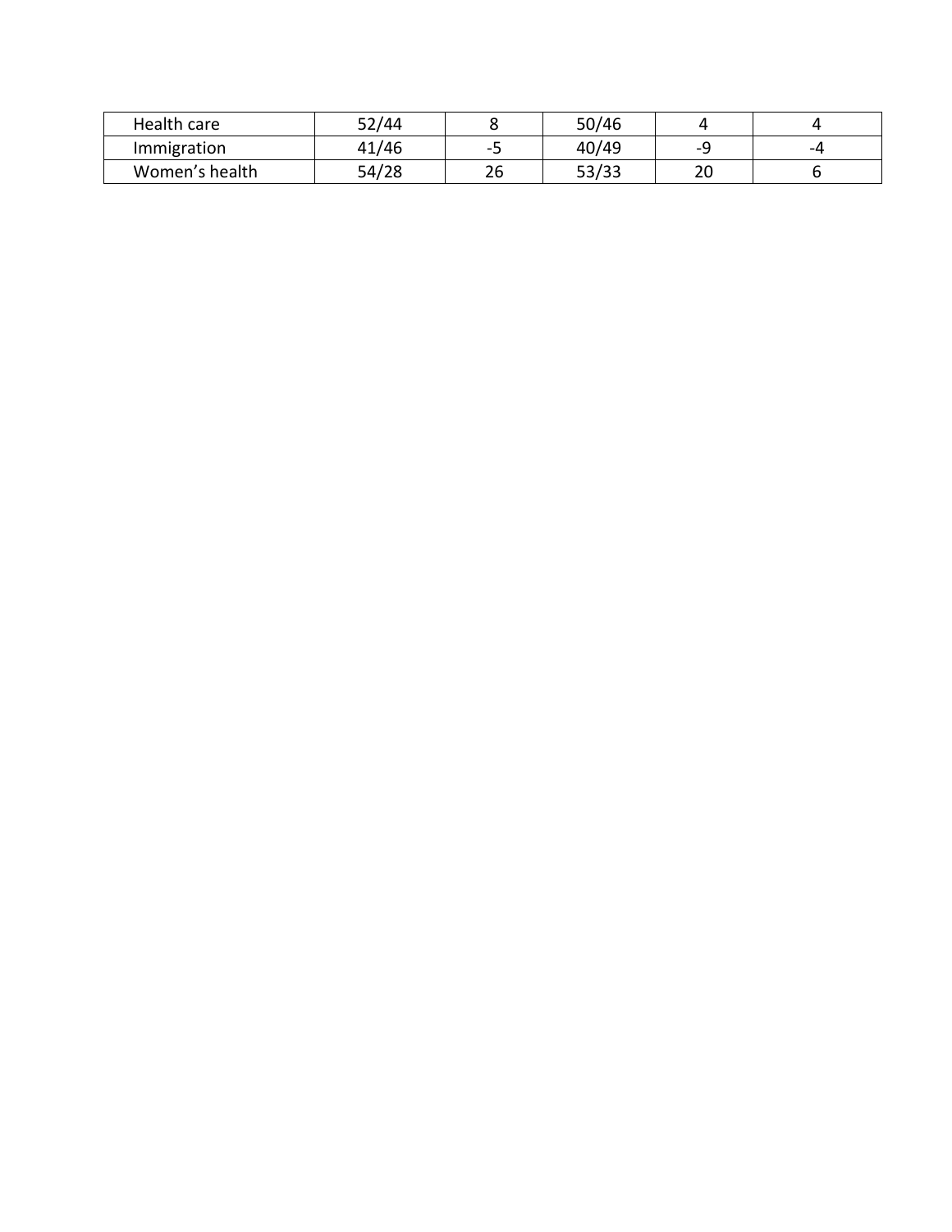| | | | | | |
|---|---|---|---|---|---|
| Health care | 52/44 | 8 | 50/46 | 4 | 4 |
| Immigration | 41/46 | -5 | 40/49 | -9 | -4 |
| Women's health | 54/28 | 26 | 53/33 | 20 | 6 |